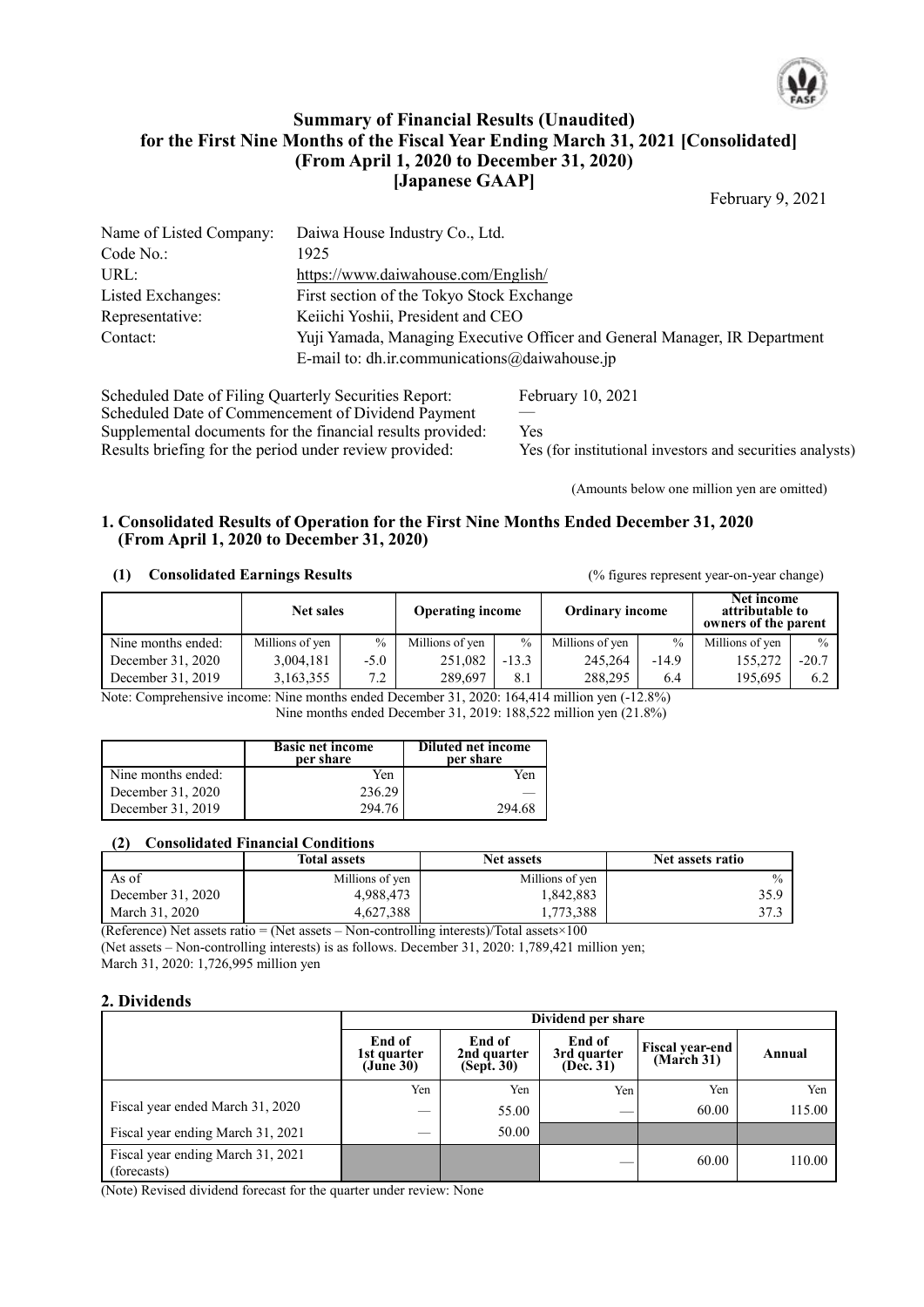# Summary of Financial Results (Unaudited) for the First Nine Months of the Fiscal Year Ending March 31, 2021 [Consolidated] (From April 1, 2020 to December 31, 2020) [Japanese GAAP]

February 9, 2021

| | |
|---|---|
| Name of Listed Company: | Daiwa House Industry Co., Ltd. |
| Code No.: | 1925 |
| URL: | https://www.daiwahouse.com/English/ |
| Listed Exchanges: | First section of the Tokyo Stock Exchange |
| Representative: | Keiichi Yoshii, President and CEO |
| Contact: | Yuji Yamada, Managing Executive Officer and General Manager, IR Department<br>E-mail to: dh.ir.communications@daiwahouse.jp |

Scheduled Date of Filing Quarterly Securities Report: February 10, 2021
Scheduled Date of Commencement of Dividend Payment —
Supplemental documents for the financial results provided: Yes
Results briefing for the period under review provided: Yes (for institutional investors and securities analysts)

(Amounts below one million yen are omitted)

## 1. Consolidated Results of Operation for the First Nine Months Ended December 31, 2020 (From April 1, 2020 to December 31, 2020)

### (1) Consolidated Earnings Results

(% figures represent year-on-year change)

| | Net sales | | Operating income | | Ordinary income | | Net income attributable to owners of the parent | |
|---|---|---|---|---|---|---|---|---|
| Nine months ended: | Millions of yen | % | Millions of yen | % | Millions of yen | % | Millions of yen | % |
| December 31, 2020 | 3,004,181 | -5.0 | 251,082 | -13.3 | 245,264 | -14.9 | 155,272 | -20.7 |
| December 31, 2019 | 3,163,355 | 7.2 | 289,697 | 8.1 | 288,295 | 6.4 | 195,695 | 6.2 |

Note: Comprehensive income: Nine months ended December 31, 2020: 164,414 million yen (-12.8%)
Nine months ended December 31, 2019: 188,522 million yen (21.8%)

| | Basic net income per share | Diluted net income per share |
|---|---|---|
| Nine months ended: | Yen | Yen |
| December 31, 2020 | 236.29 | — |
| December 31, 2019 | 294.76 | 294.68 |

### (2) Consolidated Financial Conditions

| | Total assets | Net assets | Net assets ratio |
|---|---|---|---|
| As of | Millions of yen | Millions of yen | % |
| December 31, 2020 | 4,988,473 | 1,842,883 | 35.9 |
| March 31, 2020 | 4,627,388 | 1,773,388 | 37.3 |

(Reference) Net assets ratio = (Net assets – Non-controlling interests)/Total assets×100
(Net assets – Non-controlling interests) is as follows. December 31, 2020: 1,789,421 million yen;
March 31, 2020: 1,726,995 million yen

## 2. Dividends

| | Dividend per share | | | | |
|---|---|---|---|---|---|
| | End of 1st quarter (June 30) | End of 2nd quarter (Sept. 30) | End of 3rd quarter (Dec. 31) | Fiscal year-end (March 31) | Annual |
| | Yen | Yen | Yen | Yen | Yen |
| Fiscal year ended March 31, 2020 | — | 55.00 | — | 60.00 | 115.00 |
| Fiscal year ending March 31, 2021 | — | 50.00 | | | |
| Fiscal year ending March 31, 2021 (forecasts) | | | — | 60.00 | 110.00 |

(Note) Revised dividend forecast for the quarter under review: None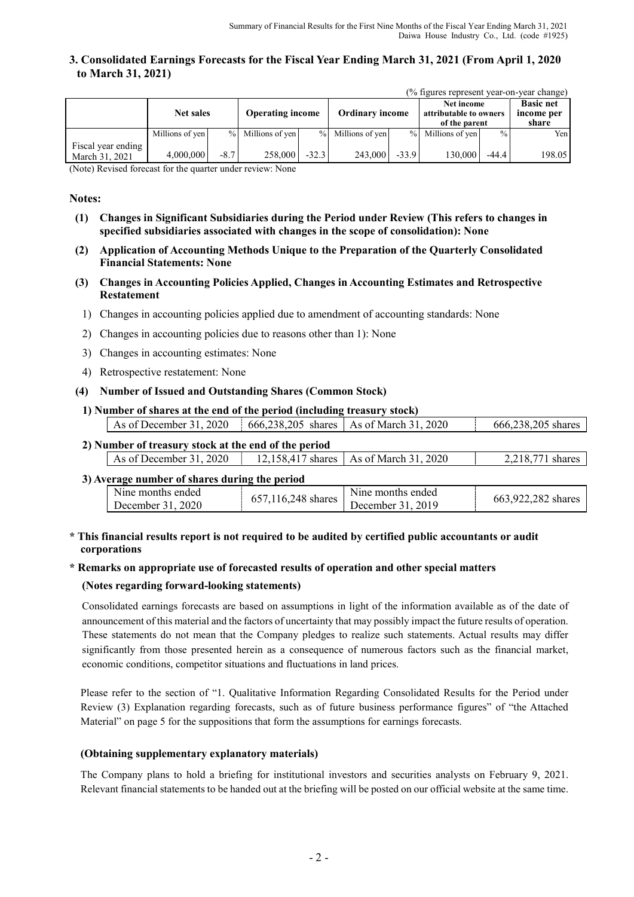## 3. Consolidated Earnings Forecasts for the Fiscal Year Ending March 31, 2021 (From April 1, 2020 to March 31, 2021)

(% figures represent year-on-year change)

| | Net sales | | Operating income | | Ordinary income | | Net income attributable to owners of the parent | | Basic net income per share |
|---|---|---|---|---|---|---|---|---|---|
| | Millions of yen | % | Millions of yen | % | Millions of yen | % | Millions of yen | % | Yen |
| Fiscal year ending March 31, 2021 | 4,000,000 | -8.7 | 258,000 | -32.3 | 243,000 | -33.9 | 130,000 | -44.4 | 198.05 |

(Note) Revised forecast for the quarter under review: None

**Notes:**

**(1) Changes in Significant Subsidiaries during the Period under Review (This refers to changes in specified subsidiaries associated with changes in the scope of consolidation): None**

**(2) Application of Accounting Methods Unique to the Preparation of the Quarterly Consolidated Financial Statements: None**

**(3) Changes in Accounting Policies Applied, Changes in Accounting Estimates and Retrospective Restatement**

1) Changes in accounting policies applied due to amendment of accounting standards: None

2) Changes in accounting policies due to reasons other than 1): None

3) Changes in accounting estimates: None

4) Retrospective restatement: None

**(4) Number of Issued and Outstanding Shares (Common Stock)**

**1) Number of shares at the end of the period (including treasury stock)**

| As of December 31, 2020 | 666,238,205 shares | As of March 31, 2020 | 666,238,205 shares |
|---|---|---|---|

**2) Number of treasury stock at the end of the period**

| As of December 31, 2020 | 12,158,417 shares | As of March 31, 2020 | 2,218,771 shares |
|---|---|---|---|

**3) Average number of shares during the period**

| Nine months ended December 31, 2020 | 657,116,248 shares | Nine months ended December 31, 2019 | 663,922,282 shares |
|---|---|---|---|

**\* This financial results report is not required to be audited by certified public accountants or audit corporations**

**\* Remarks on appropriate use of forecasted results of operation and other special matters**

**(Notes regarding forward-looking statements)**

Consolidated earnings forecasts are based on assumptions in light of the information available as of the date of announcement of this material and the factors of uncertainty that may possibly impact the future results of operation. These statements do not mean that the Company pledges to realize such statements. Actual results may differ significantly from those presented herein as a consequence of numerous factors such as the financial market, economic conditions, competitor situations and fluctuations in land prices.

Please refer to the section of "1. Qualitative Information Regarding Consolidated Results for the Period under Review (3) Explanation regarding forecasts, such as of future business performance figures" of "the Attached Material" on page 5 for the suppositions that form the assumptions for earnings forecasts.

**(Obtaining supplementary explanatory materials)**

The Company plans to hold a briefing for institutional investors and securities analysts on February 9, 2021. Relevant financial statements to be handed out at the briefing will be posted on our official website at the same time.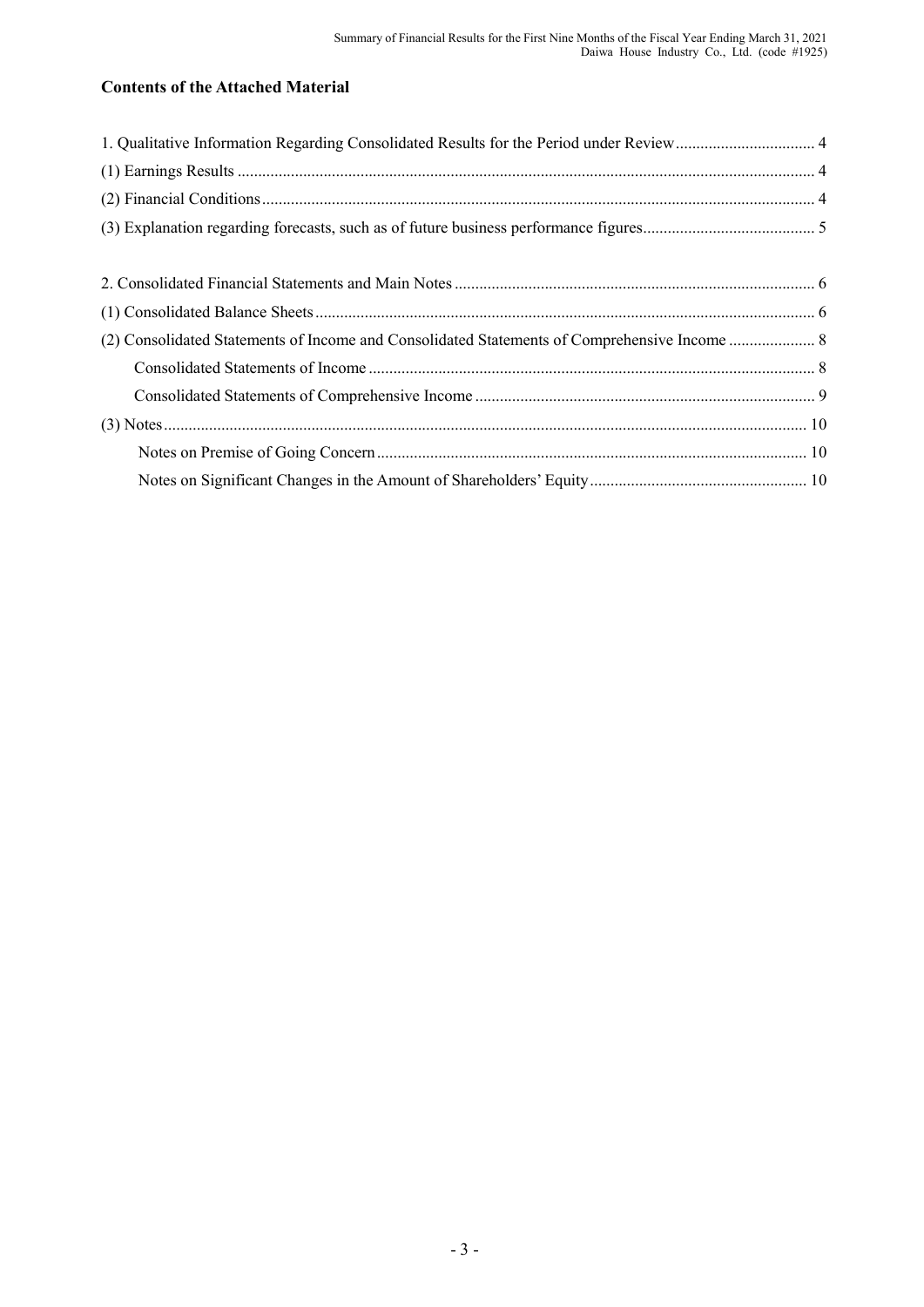## Contents of the Attached Material

1. Qualitative Information Regarding Consolidated Results for the Period under Review .................................. 4
(1) Earnings Results ............................................................................................................................................ 4
(2) Financial Conditions ...................................................................................................................................... 4
(3) Explanation regarding forecasts, such as of future business performance figures .......................................... 5

2. Consolidated Financial Statements and Main Notes ....................................................................................... 6
(1) Consolidated Balance Sheets ......................................................................................................................... 6
(2) Consolidated Statements of Income and Consolidated Statements of Comprehensive Income ..................... 8
Consolidated Statements of Income ............................................................................................................ 8
Consolidated Statements of Comprehensive Income .................................................................................. 9
(3) Notes ........................................................................................................................................................... 10
Notes on Premise of Going Concern ......................................................................................................... 10
Notes on Significant Changes in the Amount of Shareholders' Equity ..................................................... 10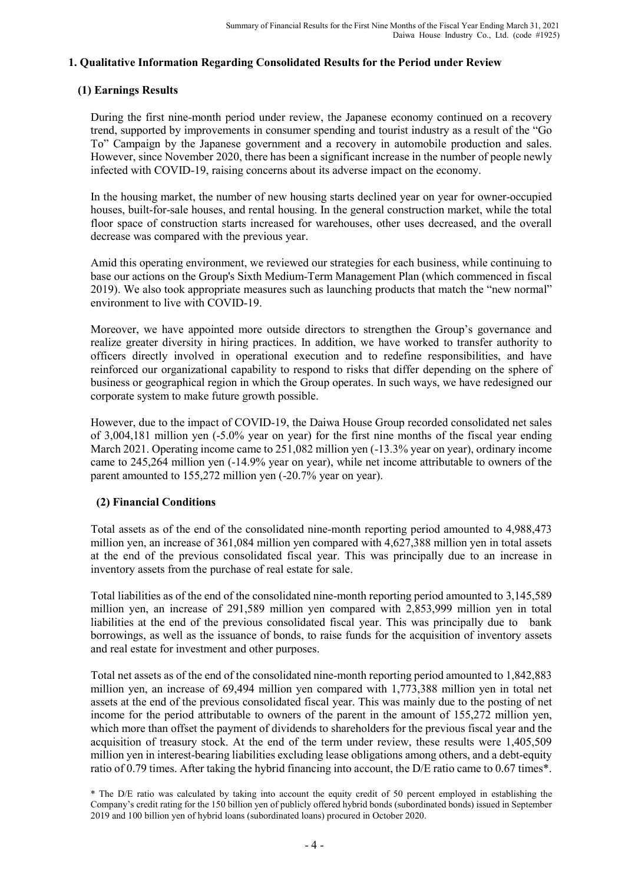## 1. Qualitative Information Regarding Consolidated Results for the Period under Review

### (1) Earnings Results

During the first nine-month period under review, the Japanese economy continued on a recovery trend, supported by improvements in consumer spending and tourist industry as a result of the "Go To" Campaign by the Japanese government and a recovery in automobile production and sales. However, since November 2020, there has been a significant increase in the number of people newly infected with COVID-19, raising concerns about its adverse impact on the economy.

In the housing market, the number of new housing starts declined year on year for owner-occupied houses, built-for-sale houses, and rental housing. In the general construction market, while the total floor space of construction starts increased for warehouses, other uses decreased, and the overall decrease was compared with the previous year.

Amid this operating environment, we reviewed our strategies for each business, while continuing to base our actions on the Group's Sixth Medium-Term Management Plan (which commenced in fiscal 2019). We also took appropriate measures such as launching products that match the "new normal" environment to live with COVID-19.

Moreover, we have appointed more outside directors to strengthen the Group's governance and realize greater diversity in hiring practices. In addition, we have worked to transfer authority to officers directly involved in operational execution and to redefine responsibilities, and have reinforced our organizational capability to respond to risks that differ depending on the sphere of business or geographical region in which the Group operates. In such ways, we have redesigned our corporate system to make future growth possible.

However, due to the impact of COVID-19, the Daiwa House Group recorded consolidated net sales of 3,004,181 million yen (-5.0% year on year) for the first nine months of the fiscal year ending March 2021. Operating income came to 251,082 million yen (-13.3% year on year), ordinary income came to 245,264 million yen (-14.9% year on year), while net income attributable to owners of the parent amounted to 155,272 million yen (-20.7% year on year).

### (2) Financial Conditions

Total assets as of the end of the consolidated nine-month reporting period amounted to 4,988,473 million yen, an increase of 361,084 million yen compared with 4,627,388 million yen in total assets at the end of the previous consolidated fiscal year. This was principally due to an increase in inventory assets from the purchase of real estate for sale.

Total liabilities as of the end of the consolidated nine-month reporting period amounted to 3,145,589 million yen, an increase of 291,589 million yen compared with 2,853,999 million yen in total liabilities at the end of the previous consolidated fiscal year. This was principally due to bank borrowings, as well as the issuance of bonds, to raise funds for the acquisition of inventory assets and real estate for investment and other purposes.

Total net assets as of the end of the consolidated nine-month reporting period amounted to 1,842,883 million yen, an increase of 69,494 million yen compared with 1,773,388 million yen in total net assets at the end of the previous consolidated fiscal year. This was mainly due to the posting of net income for the period attributable to owners of the parent in the amount of 155,272 million yen, which more than offset the payment of dividends to shareholders for the previous fiscal year and the acquisition of treasury stock. At the end of the term under review, these results were 1,405,509 million yen in interest-bearing liabilities excluding lease obligations among others, and a debt-equity ratio of 0.79 times. After taking the hybrid financing into account, the D/E ratio came to 0.67 times*.

* The D/E ratio was calculated by taking into account the equity credit of 50 percent employed in establishing the Company's credit rating for the 150 billion yen of publicly offered hybrid bonds (subordinated bonds) issued in September 2019 and 100 billion yen of hybrid loans (subordinated loans) procured in October 2020.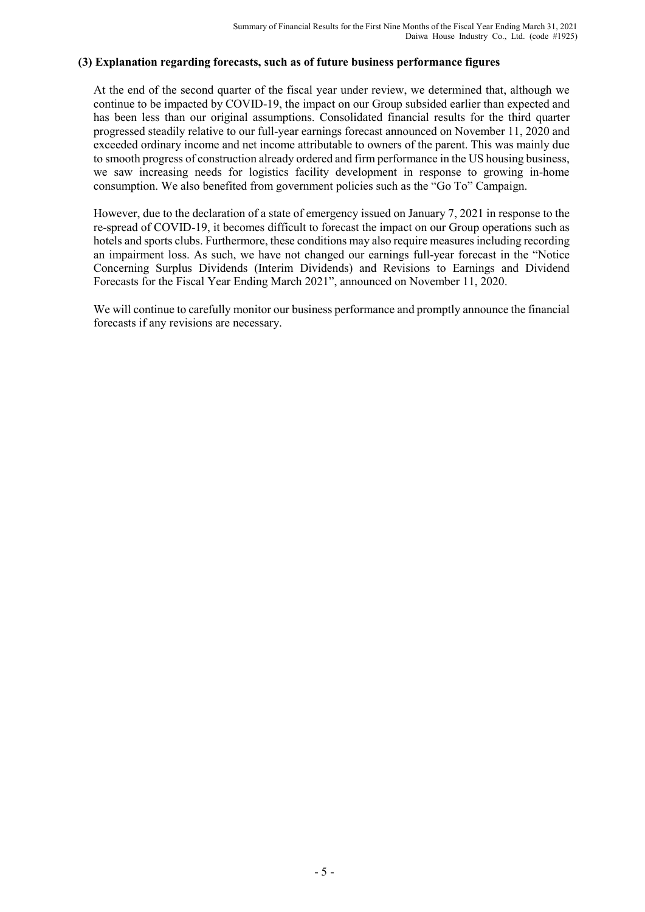### (3) Explanation regarding forecasts, such as of future business performance figures

At the end of the second quarter of the fiscal year under review, we determined that, although we continue to be impacted by COVID-19, the impact on our Group subsided earlier than expected and has been less than our original assumptions. Consolidated financial results for the third quarter progressed steadily relative to our full-year earnings forecast announced on November 11, 2020 and exceeded ordinary income and net income attributable to owners of the parent. This was mainly due to smooth progress of construction already ordered and firm performance in the US housing business, we saw increasing needs for logistics facility development in response to growing in-home consumption. We also benefited from government policies such as the "Go To" Campaign.

However, due to the declaration of a state of emergency issued on January 7, 2021 in response to the re-spread of COVID-19, it becomes difficult to forecast the impact on our Group operations such as hotels and sports clubs. Furthermore, these conditions may also require measures including recording an impairment loss. As such, we have not changed our earnings full-year forecast in the "Notice Concerning Surplus Dividends (Interim Dividends) and Revisions to Earnings and Dividend Forecasts for the Fiscal Year Ending March 2021", announced on November 11, 2020.

We will continue to carefully monitor our business performance and promptly announce the financial forecasts if any revisions are necessary.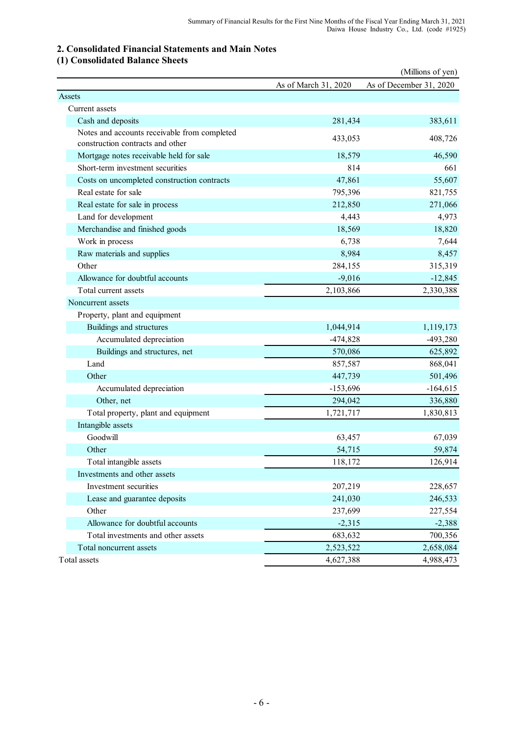## 2. Consolidated Financial Statements and Main Notes

### (1) Consolidated Balance Sheets

(Millions of yen)

| | As of March 31, 2020 | As of December 31, 2020 |
|---|---|---|
| Assets | | |
| Current assets | | |
| Cash and deposits | 281,434 | 383,611 |
| Notes and accounts receivable from completed construction contracts and other | 433,053 | 408,726 |
| Mortgage notes receivable held for sale | 18,579 | 46,590 |
| Short-term investment securities | 814 | 661 |
| Costs on uncompleted construction contracts | 47,861 | 55,607 |
| Real estate for sale | 795,396 | 821,755 |
| Real estate for sale in process | 212,850 | 271,066 |
| Land for development | 4,443 | 4,973 |
| Merchandise and finished goods | 18,569 | 18,820 |
| Work in process | 6,738 | 7,644 |
| Raw materials and supplies | 8,984 | 8,457 |
| Other | 284,155 | 315,319 |
| Allowance for doubtful accounts | -9,016 | -12,845 |
| Total current assets | 2,103,866 | 2,330,388 |
| Noncurrent assets | | |
| Property, plant and equipment | | |
| Buildings and structures | 1,044,914 | 1,119,173 |
| Accumulated depreciation | -474,828 | -493,280 |
| Buildings and structures, net | 570,086 | 625,892 |
| Land | 857,587 | 868,041 |
| Other | 447,739 | 501,496 |
| Accumulated depreciation | -153,696 | -164,615 |
| Other, net | 294,042 | 336,880 |
| Total property, plant and equipment | 1,721,717 | 1,830,813 |
| Intangible assets | | |
| Goodwill | 63,457 | 67,039 |
| Other | 54,715 | 59,874 |
| Total intangible assets | 118,172 | 126,914 |
| Investments and other assets | | |
| Investment securities | 207,219 | 228,657 |
| Lease and guarantee deposits | 241,030 | 246,533 |
| Other | 237,699 | 227,554 |
| Allowance for doubtful accounts | -2,315 | -2,388 |
| Total investments and other assets | 683,632 | 700,356 |
| Total noncurrent assets | 2,523,522 | 2,658,084 |
| Total assets | 4,627,388 | 4,988,473 |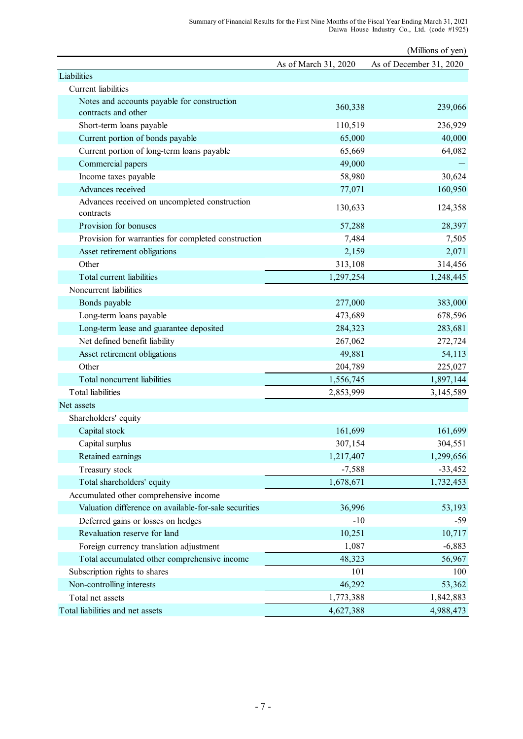(Millions of yen)

| | As of March 31, 2020 | As of December 31, 2020 |
|---|---|---|
| Liabilities | | |
| Current liabilities | | |
| Notes and accounts payable for construction contracts and other | 360,338 | 239,066 |
| Short-term loans payable | 110,519 | 236,929 |
| Current portion of bonds payable | 65,000 | 40,000 |
| Current portion of long-term loans payable | 65,669 | 64,082 |
| Commercial papers | 49,000 | — |
| Income taxes payable | 58,980 | 30,624 |
| Advances received | 77,071 | 160,950 |
| Advances received on uncompleted construction contracts | 130,633 | 124,358 |
| Provision for bonuses | 57,288 | 28,397 |
| Provision for warranties for completed construction | 7,484 | 7,505 |
| Asset retirement obligations | 2,159 | 2,071 |
| Other | 313,108 | 314,456 |
| Total current liabilities | 1,297,254 | 1,248,445 |
| Noncurrent liabilities | | |
| Bonds payable | 277,000 | 383,000 |
| Long-term loans payable | 473,689 | 678,596 |
| Long-term lease and guarantee deposited | 284,323 | 283,681 |
| Net defined benefit liability | 267,062 | 272,724 |
| Asset retirement obligations | 49,881 | 54,113 |
| Other | 204,789 | 225,027 |
| Total noncurrent liabilities | 1,556,745 | 1,897,144 |
| Total liabilities | 2,853,999 | 3,145,589 |
| Net assets | | |
| Shareholders' equity | | |
| Capital stock | 161,699 | 161,699 |
| Capital surplus | 307,154 | 304,551 |
| Retained earnings | 1,217,407 | 1,299,656 |
| Treasury stock | -7,588 | -33,452 |
| Total shareholders' equity | 1,678,671 | 1,732,453 |
| Accumulated other comprehensive income | | |
| Valuation difference on available-for-sale securities | 36,996 | 53,193 |
| Deferred gains or losses on hedges | -10 | -59 |
| Revaluation reserve for land | 10,251 | 10,717 |
| Foreign currency translation adjustment | 1,087 | -6,883 |
| Total accumulated other comprehensive income | 48,323 | 56,967 |
| Subscription rights to shares | 101 | 100 |
| Non-controlling interests | 46,292 | 53,362 |
| Total net assets | 1,773,388 | 1,842,883 |
| Total liabilities and net assets | 4,627,388 | 4,988,473 |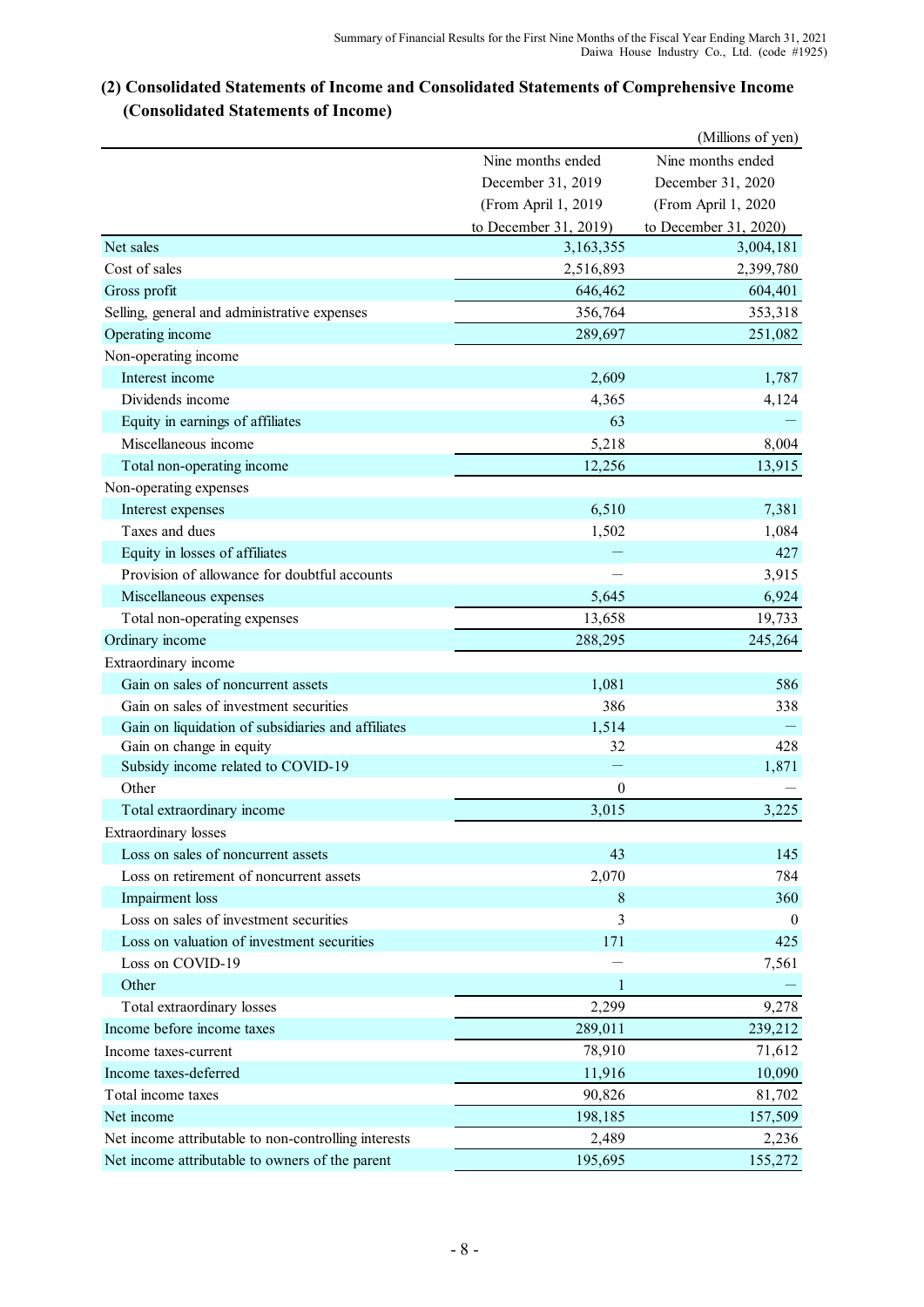## (2) Consolidated Statements of Income and Consolidated Statements of Comprehensive Income

### (Consolidated Statements of Income)

(Millions of yen)

| | Nine months ended December 31, 2019 (From April 1, 2019 to December 31, 2019) | Nine months ended December 31, 2020 (From April 1, 2020 to December 31, 2020) |
|---|---|---|
| Net sales | 3,163,355 | 3,004,181 |
| Cost of sales | 2,516,893 | 2,399,780 |
| Gross profit | 646,462 | 604,401 |
| Selling, general and administrative expenses | 356,764 | 353,318 |
| Operating income | 289,697 | 251,082 |
| Non-operating income | | |
| Interest income | 2,609 | 1,787 |
| Dividends income | 4,365 | 4,124 |
| Equity in earnings of affiliates | 63 | — |
| Miscellaneous income | 5,218 | 8,004 |
| Total non-operating income | 12,256 | 13,915 |
| Non-operating expenses | | |
| Interest expenses | 6,510 | 7,381 |
| Taxes and dues | 1,502 | 1,084 |
| Equity in losses of affiliates | — | 427 |
| Provision of allowance for doubtful accounts | — | 3,915 |
| Miscellaneous expenses | 5,645 | 6,924 |
| Total non-operating expenses | 13,658 | 19,733 |
| Ordinary income | 288,295 | 245,264 |
| Extraordinary income | | |
| Gain on sales of noncurrent assets | 1,081 | 586 |
| Gain on sales of investment securities | 386 | 338 |
| Gain on liquidation of subsidiaries and affiliates | 1,514 | — |
| Gain on change in equity | 32 | 428 |
| Subsidy income related to COVID-19 | — | 1,871 |
| Other | 0 | — |
| Total extraordinary income | 3,015 | 3,225 |
| Extraordinary losses | | |
| Loss on sales of noncurrent assets | 43 | 145 |
| Loss on retirement of noncurrent assets | 2,070 | 784 |
| Impairment loss | 8 | 360 |
| Loss on sales of investment securities | 3 | 0 |
| Loss on valuation of investment securities | 171 | 425 |
| Loss on COVID-19 | — | 7,561 |
| Other | 1 | — |
| Total extraordinary losses | 2,299 | 9,278 |
| Income before income taxes | 289,011 | 239,212 |
| Income taxes-current | 78,910 | 71,612 |
| Income taxes-deferred | 11,916 | 10,090 |
| Total income taxes | 90,826 | 81,702 |
| Net income | 198,185 | 157,509 |
| Net income attributable to non-controlling interests | 2,489 | 2,236 |
| Net income attributable to owners of the parent | 195,695 | 155,272 |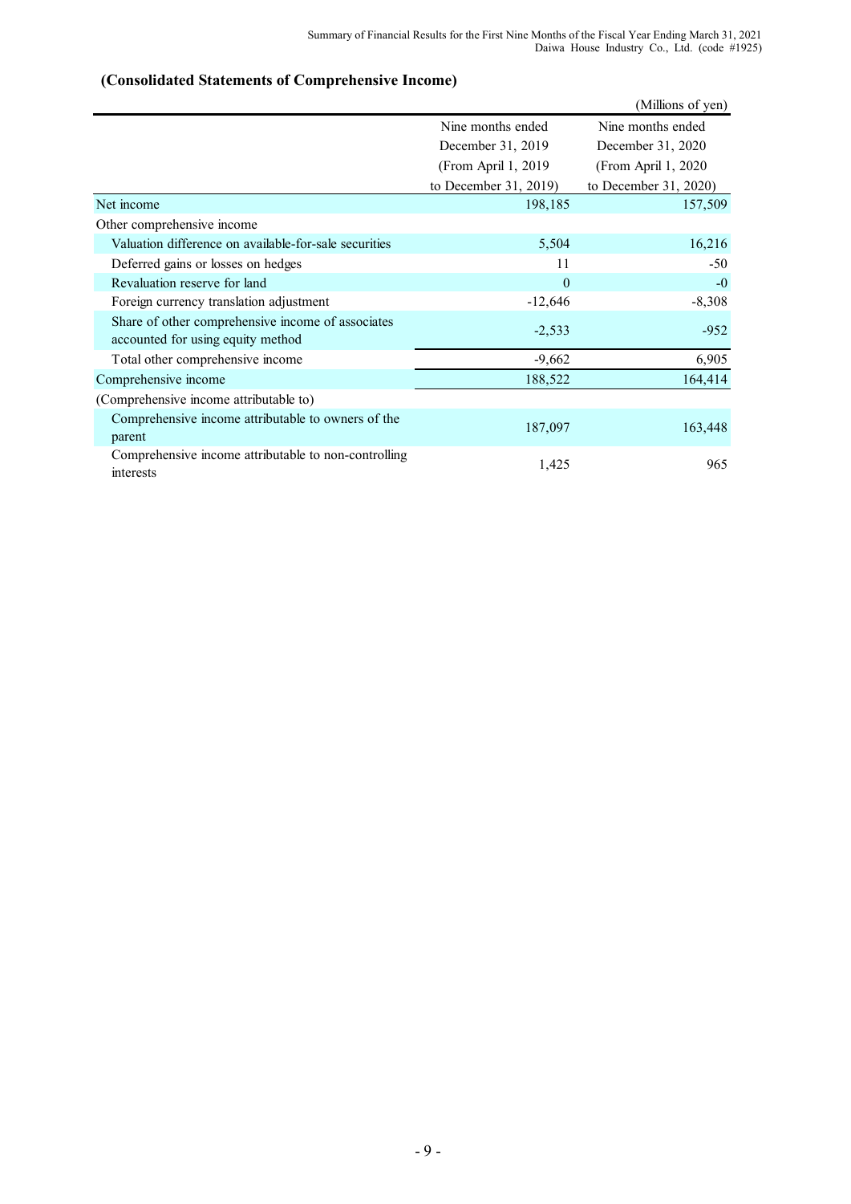## (Consolidated Statements of Comprehensive Income)

(Millions of yen)

| | Nine months ended December 31, 2019 (From April 1, 2019 to December 31, 2019) | Nine months ended December 31, 2020 (From April 1, 2020 to December 31, 2020) |
|---|---|---|
| Net income | 198,185 | 157,509 |
| Other comprehensive income | | |
| Valuation difference on available-for-sale securities | 5,504 | 16,216 |
| Deferred gains or losses on hedges | 11 | -50 |
| Revaluation reserve for land | 0 | -0 |
| Foreign currency translation adjustment | -12,646 | -8,308 |
| Share of other comprehensive income of associates accounted for using equity method | -2,533 | -952 |
| Total other comprehensive income | -9,662 | 6,905 |
| Comprehensive income | 188,522 | 164,414 |
| (Comprehensive income attributable to) | | |
| Comprehensive income attributable to owners of the parent | 187,097 | 163,448 |
| Comprehensive income attributable to non-controlling interests | 1,425 | 965 |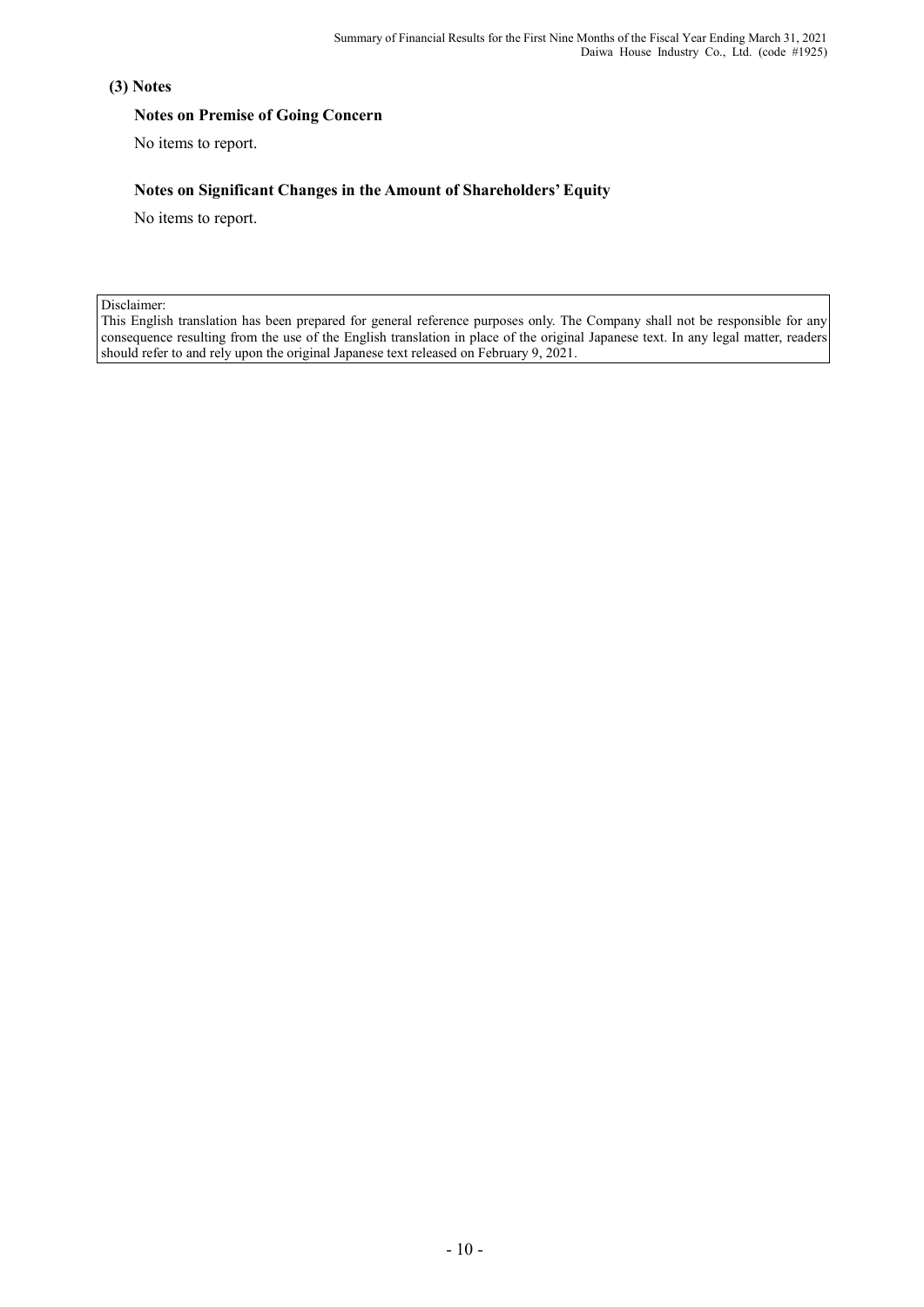### (3) Notes

#### Notes on Premise of Going Concern

No items to report.

#### Notes on Significant Changes in the Amount of Shareholders' Equity

No items to report.

Disclaimer:
This English translation has been prepared for general reference purposes only. The Company shall not be responsible for any consequence resulting from the use of the English translation in place of the original Japanese text. In any legal matter, readers should refer to and rely upon the original Japanese text released on February 9, 2021.